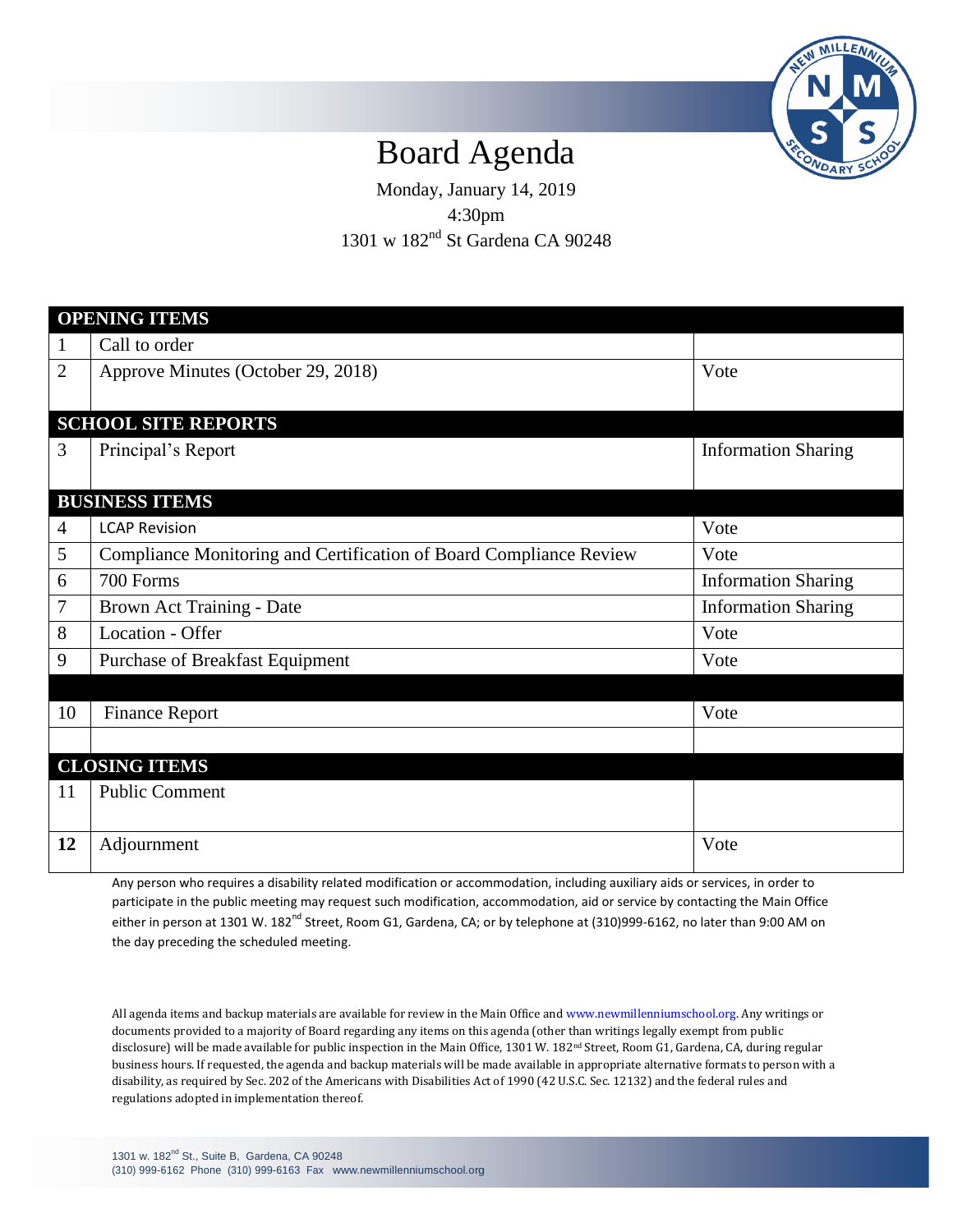# Board Agenda

Monday, January 14, 2019

4:30pm

1301 w 182nd St Gardena CA 90248

| **OPENING ITEMS** | | |
|---|---|---|
| 1 | Call to order | |
| 2 | Approve Minutes (October 29, 2018) | Vote |
| **SCHOOL SITE REPORTS** | | |
| 3 | Principal's Report | Information Sharing |
| **BUSINESS ITEMS** | | |
| 4 | LCAP Revision | Vote |
| 5 | Compliance Monitoring and Certification of Board Compliance Review | Vote |
| 6 | 700 Forms | Information Sharing |
| 7 | Brown Act Training - Date | Information Sharing |
| 8 | Location - Offer | Vote |
| 9 | Purchase of Breakfast Equipment | Vote |
| | | |
| 10 | Finance Report | Vote |
| | | |
| **CLOSING ITEMS** | | |
| 11 | Public Comment | |
| **12** | Adjournment | Vote |

Any person who requires a disability related modification or accommodation, including auxiliary aids or services, in order to participate in the public meeting may request such modification, accommodation, aid or service by contacting the Main Office either in person at 1301 W. 182nd Street, Room G1, Gardena, CA; or by telephone at (310)999-6162, no later than 9:00 AM on the day preceding the scheduled meeting.

All agenda items and backup materials are available for review in the Main Office and www.newmillenniumschool.org. Any writings or documents provided to a majority of Board regarding any items on this agenda (other than writings legally exempt from public disclosure) will be made available for public inspection in the Main Office, 1301 W. 182nd Street, Room G1, Gardena, CA, during regular business hours. If requested, the agenda and backup materials will be made available in appropriate alternative formats to person with a disability, as required by Sec. 202 of the Americans with Disabilities Act of 1990 (42 U.S.C. Sec. 12132) and the federal rules and regulations adopted in implementation thereof.

1301 w. 182nd St., Suite B, Gardena, CA 90248
(310) 999-6162 Phone (310) 999-6163 Fax www.newmillenniumschool.org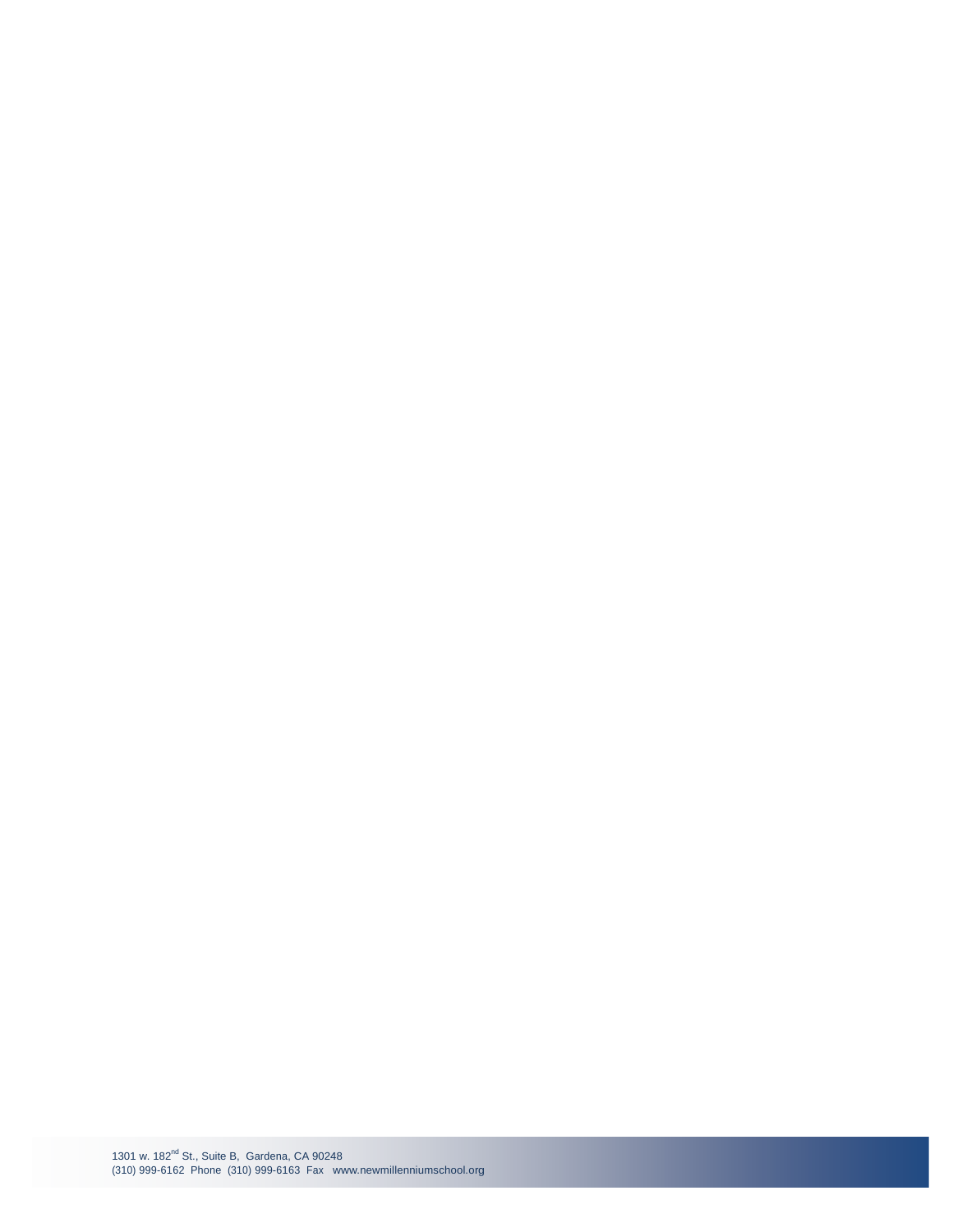1301 w. 182nd St., Suite B, Gardena, CA 90248
(310) 999-6162 Phone (310) 999-6163 Fax www.newmillenniumschool.org